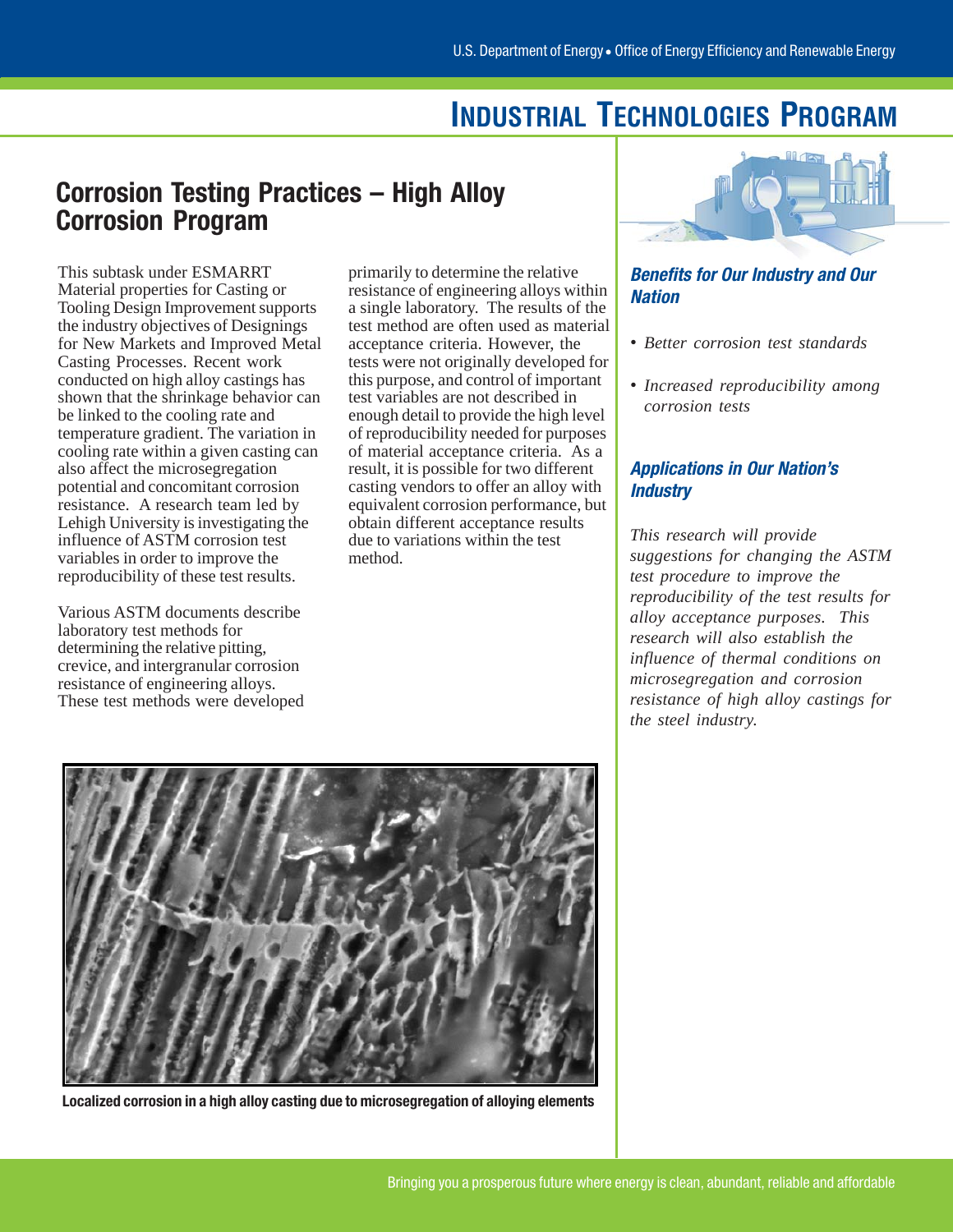# INDUSTRIAL TECHNOLOGIES PROGRAM

## Corrosion Testing Practices – High Alloy Corrosion Program

This subtask under ESMARRT Material properties for Casting or Tooling Design Improvement supports the industry objectives of Designings for New Markets and Improved Metal Casting Processes. Recent work conducted on high alloy castings has shown that the shrinkage behavior can be linked to the cooling rate and temperature gradient. The variation in cooling rate within a given casting can also affect the microsegregation potential and concomitant corrosion resistance. A research team led by Lehigh University is investigating the influence of ASTM corrosion test variables in order to improve the reproducibility of these test results.

Various ASTM documents describe laboratory test methods for determining the relative pitting, crevice, and intergranular corrosion resistance of engineering alloys. These test methods were developed primarily to determine the relative resistance of engineering alloys within a single laboratory. The results of the test method are often used as material acceptance criteria. However, the tests were not originally developed for this purpose, and control of important test variables are not described in enough detail to provide the high level of reproducibility needed for purposes of material acceptance criteria. As a result, it is possible for two different casting vendors to offer an alloy with equivalent corrosion performance, but obtain different acceptance results due to variations within the test method.

Localized corrosion in a high alloy casting due to microsegregation of alloying elements

### *Benefits for Our Industry and Our Nation*

- *Better corrosion test standards*
- *Increased reproducibility among corrosion tests*

### *Applications in Our Nation's Industry*

*This research will provide suggestions for changing the ASTM test procedure to improve the reproducibility of the test results for alloy acceptance purposes. This research will also establish the influence of thermal conditions on microsegregation and corrosion resistance of high alloy castings for the steel industry.*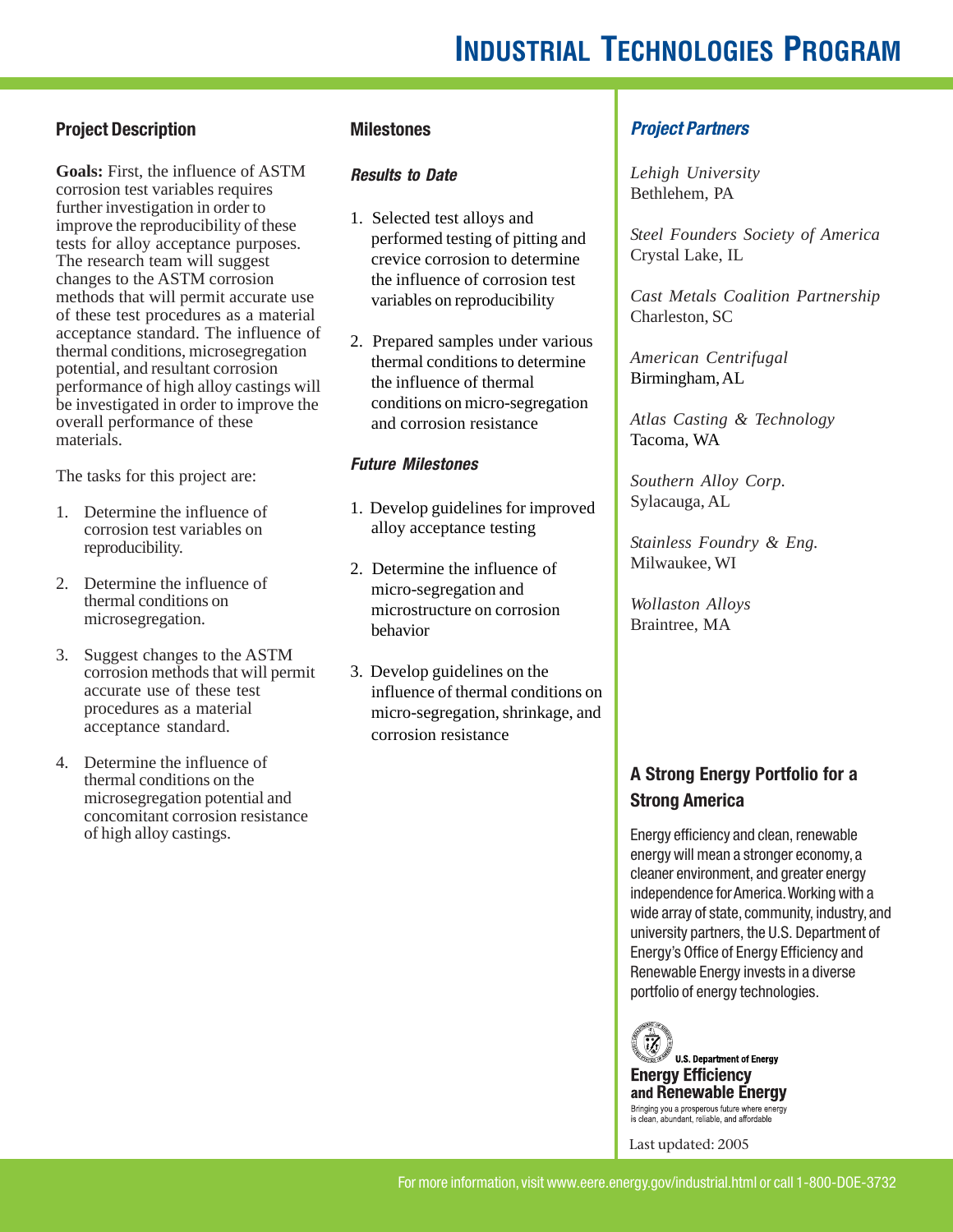## Project Description

**Goals:** First, the influence of ASTM corrosion test variables requires further investigation in order to improve the reproducibility of these tests for alloy acceptance purposes. The research team will suggest changes to the ASTM corrosion methods that will permit accurate use of these test procedures as a material acceptance standard. The influence of thermal conditions, microsegregation potential, and resultant corrosion performance of high alloy castings will be investigated in order to improve the overall performance of these materials.

The tasks for this project are:

1. Determine the influence of corrosion test variables on reproducibility.
2. Determine the influence of thermal conditions on microsegregation.
3. Suggest changes to the ASTM corrosion methods that will permit accurate use of these test procedures as a material acceptance standard.
4. Determine the influence of thermal conditions on the microsegregation potential and concomitant corrosion resistance of high alloy castings.

## Milestones

### *Results to Date*

1. Selected test alloys and performed testing of pitting and crevice corrosion to determine the influence of corrosion test variables on reproducibility
2. Prepared samples under various thermal conditions to determine the influence of thermal conditions on micro-segregation and corrosion resistance

### *Future Milestones*

1. Develop guidelines for improved alloy acceptance testing
2. Determine the influence of micro-segregation and microstructure on corrosion behavior
3. Develop guidelines on the influence of thermal conditions on micro-segregation, shrinkage, and corrosion resistance

## *Project Partners*

*Lehigh University*
Bethlehem, PA

*Steel Founders Society of America*
Crystal Lake, IL

*Cast Metals Coalition Partnership*
Charleston, SC

*American Centrifugal*
Birmingham, AL

*Atlas Casting & Technology*
Tacoma, WA

*Southern Alloy Corp.*
Sylacauga, AL

*Stainless Foundry & Eng.*
Milwaukee, WI

*Wollaston Alloys*
Braintree, MA

## A Strong Energy Portfolio for a Strong America

Energy efficiency and clean, renewable energy will mean a stronger economy, a cleaner environment, and greater energy independence for America. Working with a wide array of state, community, industry, and university partners, the U.S. Department of Energy's Office of Energy Efficiency and Renewable Energy invests in a diverse portfolio of energy technologies.

U.S. Department of Energy
**Energy Efficiency and Renewable Energy**
Bringing you a prosperous future where energy is clean, abundant, reliable, and affordable

Last updated: 2005

For more information, visit www.eere.energy.gov/industrial.html or call 1-800-DOE-3732